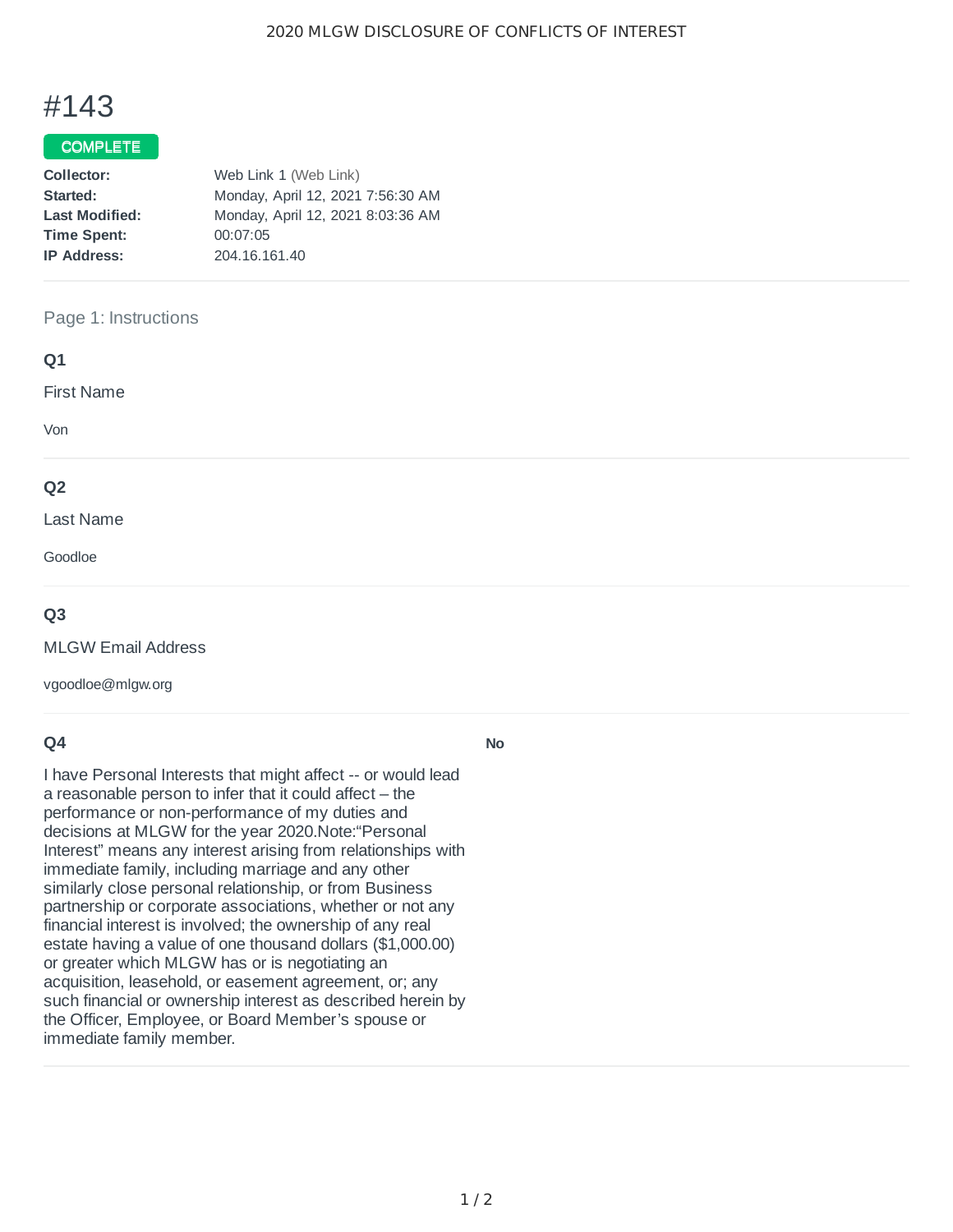# #143

COMPLETE

| | |
|---|---|
| **Collector:** | Web Link 1 (Web Link) |
| **Started:** | Monday, April 12, 2021 7:56:30 AM |
| **Last Modified:** | Monday, April 12, 2021 8:03:36 AM |
| **Time Spent:** | 00:07:05 |
| **IP Address:** | 204.16.161.40 |

## Page 1: Instructions

### Q1

First Name

Von

### Q2

Last Name

Goodloe

### Q3

MLGW Email Address

vgoodloe@mlgw.org

### Q4

I have Personal Interests that might affect -- or would lead a reasonable person to infer that it could affect – the performance or non-performance of my duties and decisions at MLGW for the year 2020.Note:“Personal Interest” means any interest arising from relationships with immediate family, including marriage and any other similarly close personal relationship, or from Business partnership or corporate associations, whether or not any financial interest is involved; the ownership of any real estate having a value of one thousand dollars ($1,000.00) or greater which MLGW has or is negotiating an acquisition, leasehold, or easement agreement, or; any such financial or ownership interest as described herein by the Officer, Employee, or Board Member’s spouse or immediate family member.

**No**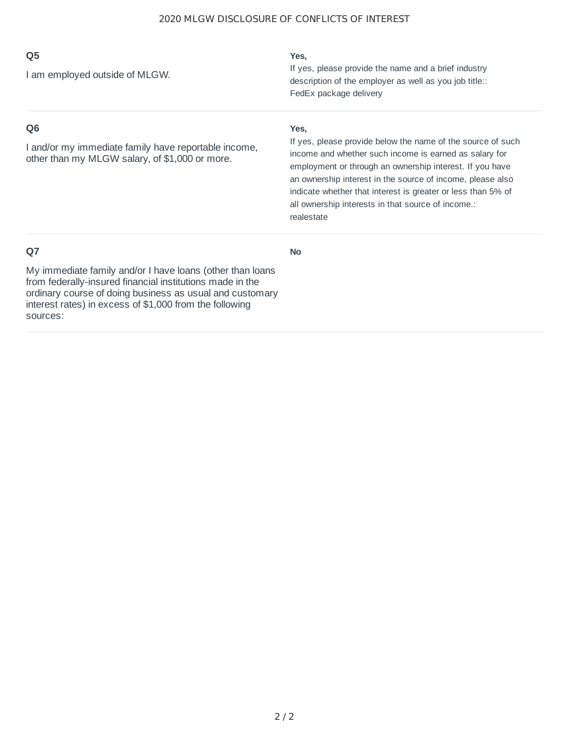## Q5

I am employed outside of MLGW.

**Yes,**

If yes, please provide the name and a brief industry description of the employer as well as you job title::
FedEx package delivery

## Q6

I and/or my immediate family have reportable income, other than my MLGW salary, of $1,000 or more.

**Yes,**

If yes, please provide below the name of the source of such income and whether such income is earned as salary for employment or through an ownership interest. If you have an ownership interest in the source of income, please also indicate whether that interest is greater or less than 5% of all ownership interests in that source of income.:
realestate

## Q7

My immediate family and/or I have loans (other than loans from federally-insured financial institutions made in the ordinary course of doing business as usual and customary interest rates) in excess of $1,000 from the following sources:

**No**